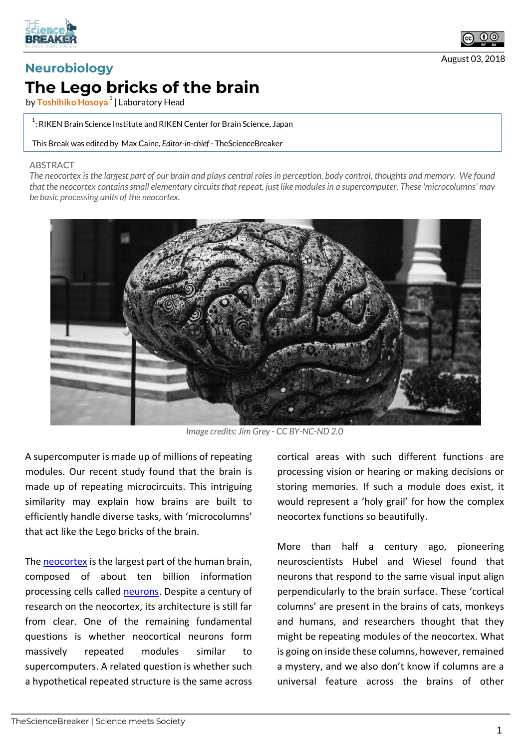August 03, 2018

Neurobiology

# The Lego bricks of the brain

by Toshihiko Hosoya[1] | Laboratory Head

[1]: RIKEN Brain Science Institute and RIKEN Center for Brain Science, Japan

This Break was edited by Max Caine, *Editor-in-chief* - TheScienceBreaker

ABSTRACT

*The neocortex is the largest part of our brain and plays central roles in perception, body control, thoughts and memory. We found that the neocortex contains small elementary circuits that repeat, just like modules in a supercomputer. These 'microcolumns' may be basic processing units of the neocortex.*

*Image credits: Jim Grey - CC BY-NC-ND 2.0*

A supercomputer is made up of millions of repeating modules. Our recent study found that the brain is made up of repeating microcircuits. This intriguing similarity may explain how brains are built to efficiently handle diverse tasks, with 'microcolumns' that act like the Lego bricks of the brain.

The neocortex is the largest part of the human brain, composed of about ten billion information processing cells called neurons. Despite a century of research on the neocortex, its architecture is still far from clear. One of the remaining fundamental questions is whether neocortical neurons form massively repeated modules similar to supercomputers. A related question is whether such a hypothetical repeated structure is the same across cortical areas with such different functions are processing vision or hearing or making decisions or storing memories. If such a module does exist, it would represent a 'holy grail' for how the complex neocortex functions so beautifully.

More than half a century ago, pioneering neuroscientists Hubel and Wiesel found that neurons that respond to the same visual input align perpendicularly to the brain surface. These 'cortical columns' are present in the brains of cats, monkeys and humans, and researchers thought that they might be repeating modules of the neocortex. What is going on inside these columns, however, remained a mystery, and we also don't know if columns are a universal feature across the brains of other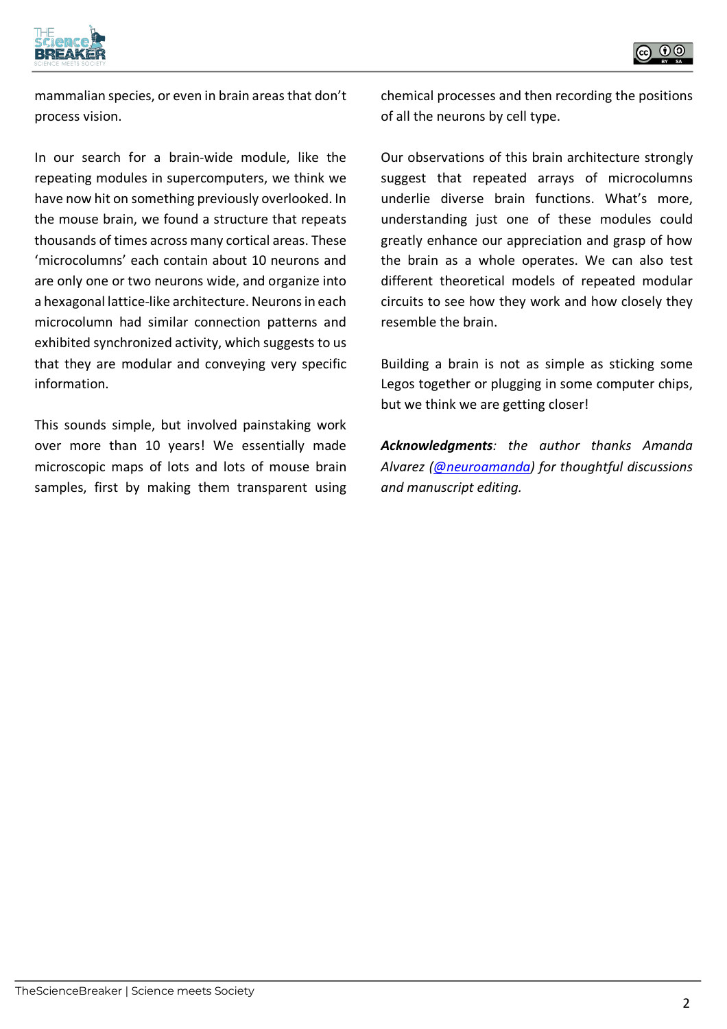mammalian species, or even in brain areas that don't process vision.

In our search for a brain-wide module, like the repeating modules in supercomputers, we think we have now hit on something previously overlooked. In the mouse brain, we found a structure that repeats thousands of times across many cortical areas. These 'microcolumns' each contain about 10 neurons and are only one or two neurons wide, and organize into a hexagonal lattice-like architecture. Neurons in each microcolumn had similar connection patterns and exhibited synchronized activity, which suggests to us that they are modular and conveying very specific information.

This sounds simple, but involved painstaking work over more than 10 years! We essentially made microscopic maps of lots and lots of mouse brain samples, first by making them transparent using chemical processes and then recording the positions of all the neurons by cell type.

Our observations of this brain architecture strongly suggest that repeated arrays of microcolumns underlie diverse brain functions. What's more, understanding just one of these modules could greatly enhance our appreciation and grasp of how the brain as a whole operates. We can also test different theoretical models of repeated modular circuits to see how they work and how closely they resemble the brain.

Building a brain is not as simple as sticking some Legos together or plugging in some computer chips, but we think we are getting closer!

***Acknowledgments**: the author thanks Amanda Alvarez (@neuroamanda) for thoughtful discussions and manuscript editing.*